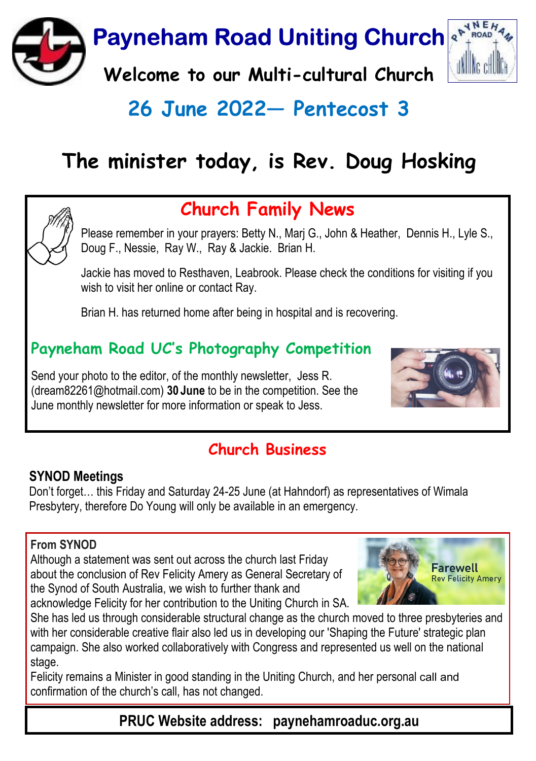# Payneham Road Uniting Church

**Welcome to our Multi-cultural Church**

## 26 June 2022— Pentecost 3

# The minister today, is Rev. Doug Hosking

## Church Family News

Please remember in your prayers: Betty N., Marj G., John & Heather, Dennis H., Lyle S., Doug F., Nessie, Ray W., Ray & Jackie. Brian H.

Jackie has moved to Resthaven, Leabrook. Please check the conditions for visiting if you wish to visit her online or contact Ray.

Brian H. has returned home after being in hospital and is recovering.

## Payneham Road UC's Photography Competition

Send your photo to the editor, of the monthly newsletter, Jess R. (dream82261@hotmail.com) **30 June** to be in the competition. See the June monthly newsletter for more information or speak to Jess.

## Church Business

**SYNOD Meetings**

Don't forget… this Friday and Saturday 24-25 June (at Hahndorf) as representatives of Wimala Presbytery, therefore Do Young will only be available in an emergency.

**From SYNOD**

Farewell Rev Felicity Amery

Although a statement was sent out across the church last Friday about the conclusion of Rev Felicity Amery as General Secretary of the Synod of South Australia, we wish to further thank and acknowledge Felicity for her contribution to the Uniting Church in SA. She has led us through considerable structural change as the church moved to three presbyteries and with her considerable creative flair also led us in developing our 'Shaping the Future' strategic plan campaign. She also worked collaboratively with Congress and represented us well on the national stage.

Felicity remains a Minister in good standing in the Uniting Church, and her personal call and confirmation of the church's call, has not changed.

**PRUC Website address: paynehamroaduc.org.au**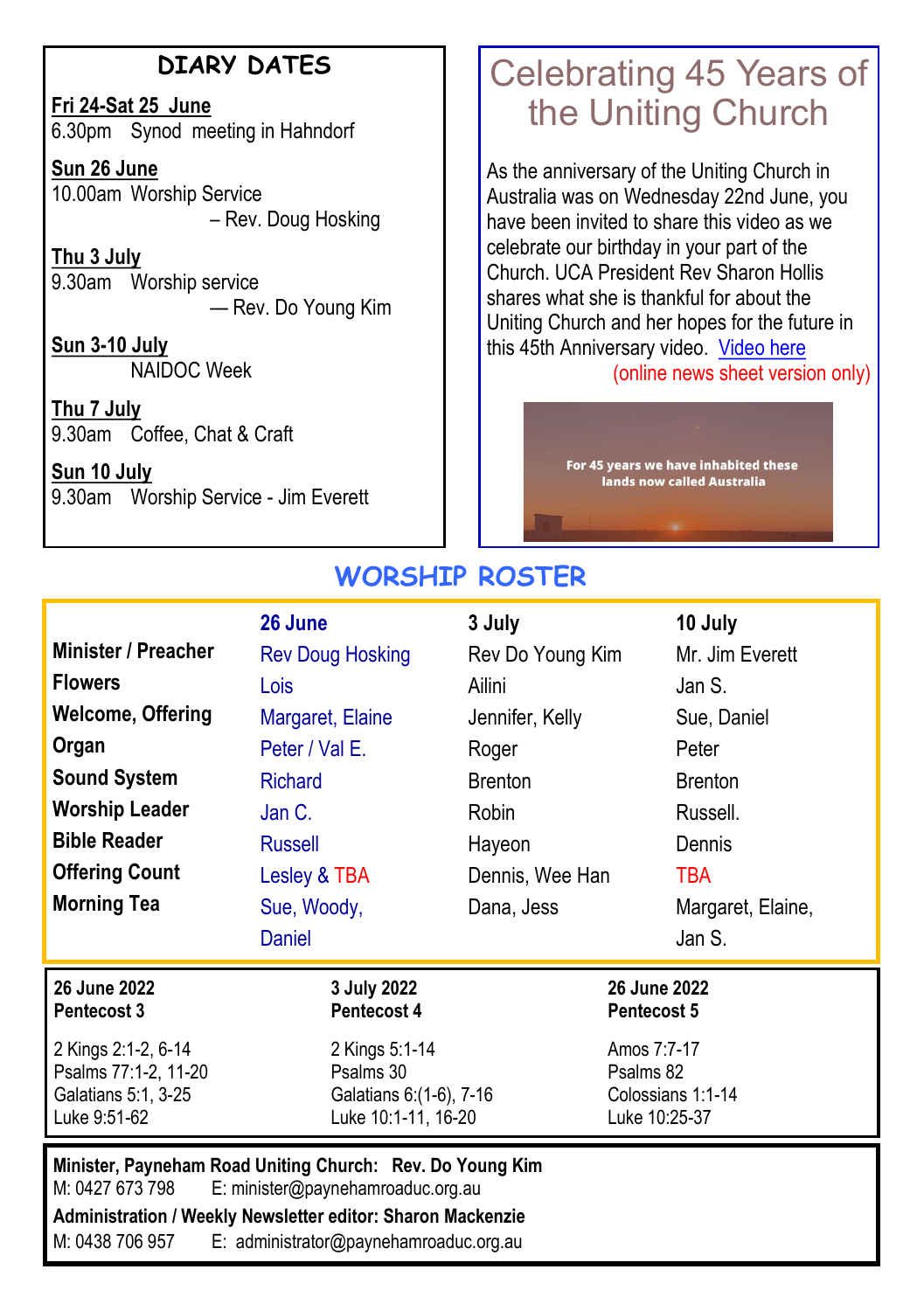## DIARY DATES

**Fri 24-Sat 25 June**
6.30pm Synod meeting in Hahndorf

**Sun 26 June**
10.00am Worship Service
– Rev. Doug Hosking

**Thu 3 July**
9.30am Worship service
— Rev. Do Young Kim

**Sun 3-10 July**
NAIDOC Week

**Thu 7 July**
9.30am Coffee, Chat & Craft

**Sun 10 July**
9.30am Worship Service - Jim Everett

# Celebrating 45 Years of the Uniting Church

As the anniversary of the Uniting Church in Australia was on Wednesday 22nd June, you have been invited to share this video as we celebrate our birthday in your part of the Church. UCA President Rev Sharon Hollis shares what she is thankful for about the Uniting Church and her hopes for the future in this 45th Anniversary video. Video here

(online news sheet version only)

For 45 years we have inhabited these lands now called Australia

## WORSHIP ROSTER

| | 26 June | 3 July | 10 July |
|---|---|---|---|
| **Minister / Preacher** | Rev Doug Hosking | Rev Do Young Kim | Mr. Jim Everett |
| **Flowers** | Lois | Ailini | Jan S. |
| **Welcome, Offering** | Margaret, Elaine | Jennifer, Kelly | Sue, Daniel |
| **Organ** | Peter / Val E. | Roger | Peter |
| **Sound System** | Richard | Brenton | Brenton |
| **Worship Leader** | Jan C. | Robin | Russell. |
| **Bible Reader** | Russell | Hayeon | Dennis |
| **Offering Count** | Lesley & TBA | Dennis, Wee Han | TBA |
| **Morning Tea** | Sue, Woody, Daniel | Dana, Jess | Margaret, Elaine, Jan S. |

| 26 June 2022<br>Pentecost 3 | 3 July 2022<br>Pentecost 4 | 26 June 2022<br>Pentecost 5 |
|---|---|---|
| 2 Kings 2:1-2, 6-14 | 2 Kings 5:1-14 | Amos 7:7-17 |
| Psalms 77:1-2, 11-20 | Psalms 30 | Psalms 82 |
| Galatians 5:1, 3-25 | Galatians 6:(1-6), 7-16 | Colossians 1:1-14 |
| Luke 9:51-62 | Luke 10:1-11, 16-20 | Luke 10:25-37 |

**Minister, Payneham Road Uniting Church: Rev. Do Young Kim**
M: 0427 673 798 E: minister@paynehamroaduc.org.au

**Administration / Weekly Newsletter editor: Sharon Mackenzie**
M: 0438 706 957 E: administrator@paynehamroaduc.org.au